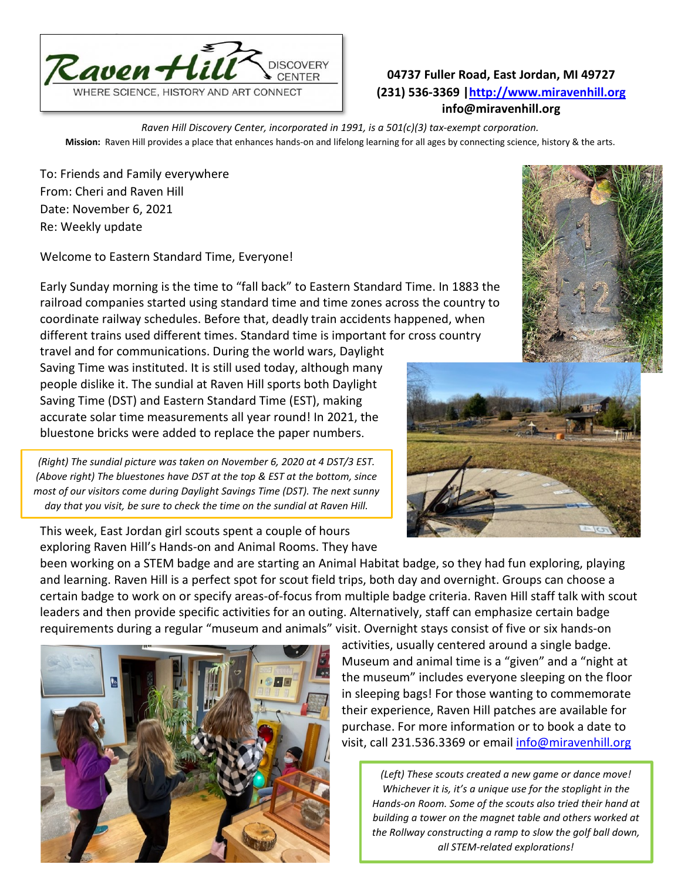Raven Hill DISCOVERY CENTER

WHERE SCIENCE, HISTORY AND ART CONNECT

**04737 Fuller Road, East Jordan, MI 49727**
**(231) 536-3369 | http://www.miravenhill.org**
**info@miravenhill.org**

*Raven Hill Discovery Center, incorporated in 1991, is a 501(c)(3) tax-exempt corporation.*

**Mission:** Raven Hill provides a place that enhances hands-on and lifelong learning for all ages by connecting science, history & the arts.

To: Friends and Family everywhere
From: Cheri and Raven Hill
Date: November 6, 2021
Re: Weekly update

Welcome to Eastern Standard Time, Everyone!

Early Sunday morning is the time to "fall back" to Eastern Standard Time. In 1883 the railroad companies started using standard time and time zones across the country to coordinate railway schedules. Before that, deadly train accidents happened, when different trains used different times. Standard time is important for cross country travel and for communications. During the world wars, Daylight Saving Time was instituted. It is still used today, although many people dislike it. The sundial at Raven Hill sports both Daylight Saving Time (DST) and Eastern Standard Time (EST), making accurate solar time measurements all year round! In 2021, the bluestone bricks were added to replace the paper numbers.

*(Right) The sundial picture was taken on November 6, 2020 at 4 DST/3 EST. (Above right) The bluestones have DST at the top & EST at the bottom, since most of our visitors come during Daylight Savings Time (DST). The next sunny day that you visit, be sure to check the time on the sundial at Raven Hill.*

This week, East Jordan girl scouts spent a couple of hours exploring Raven Hill's Hands-on and Animal Rooms. They have been working on a STEM badge and are starting an Animal Habitat badge, so they had fun exploring, playing and learning. Raven Hill is a perfect spot for scout field trips, both day and overnight. Groups can choose a certain badge to work on or specify areas-of-focus from multiple badge criteria. Raven Hill staff talk with scout leaders and then provide specific activities for an outing. Alternatively, staff can emphasize certain badge requirements during a regular "museum and animals" visit. Overnight stays consist of five or six hands-on activities, usually centered around a single badge. Museum and animal time is a "given" and a "night at the museum" includes everyone sleeping on the floor in sleeping bags! For those wanting to commemorate their experience, Raven Hill patches are available for purchase. For more information or to book a date to visit, call 231.536.3369 or email info@miravenhill.org

*(Left) These scouts created a new game or dance move! Whichever it is, it's a unique use for the stoplight in the Hands-on Room. Some of the scouts also tried their hand at building a tower on the magnet table and others worked at the Rollway constructing a ramp to slow the golf ball down, all STEM-related explorations!*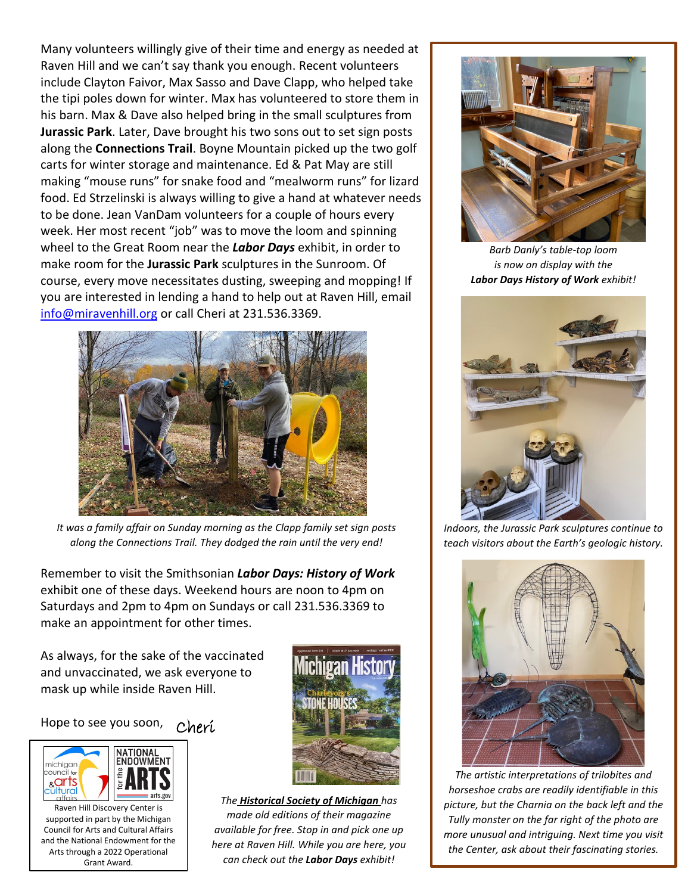Many volunteers willingly give of their time and energy as needed at Raven Hill and we can't say thank you enough. Recent volunteers include Clayton Faivor, Max Sasso and Dave Clapp, who helped take the tipi poles down for winter. Max has volunteered to store them in his barn. Max & Dave also helped bring in the small sculptures from **Jurassic Park**. Later, Dave brought his two sons out to set sign posts along the **Connections Trail**. Boyne Mountain picked up the two golf carts for winter storage and maintenance. Ed & Pat May are still making "mouse runs" for snake food and "mealworm runs" for lizard food. Ed Strzelinski is always willing to give a hand at whatever needs to be done. Jean VanDam volunteers for a couple of hours every week. Her most recent "job" was to move the loom and spinning wheel to the Great Room near the ***Labor Days*** exhibit, in order to make room for the **Jurassic Park** sculptures in the Sunroom. Of course, every move necessitates dusting, sweeping and mopping! If you are interested in lending a hand to help out at Raven Hill, email info@miravenhill.org or call Cheri at 231.536.3369.

*It was a family affair on Sunday morning as the Clapp family set sign posts along the Connections Trail. They dodged the rain until the very end!*

Remember to visit the Smithsonian ***Labor Days: History of Work*** exhibit one of these days. Weekend hours are noon to 4pm on Saturdays and 2pm to 4pm on Sundays or call 231.536.3369 to make an appointment for other times.

As always, for the sake of the vaccinated and unvaccinated, we ask everyone to mask up while inside Raven Hill.

Hope to see you soon, Cheri

Raven Hill Discovery Center is supported in part by the Michigan Council for Arts and Cultural Affairs and the National Endowment for the Arts through a 2022 Operational Grant Award.

*The **Historical Society of Michigan** has made old editions of their magazine available for free. Stop in and pick one up here at Raven Hill. While you are here, you can check out the **Labor Days** exhibit!*

*Barb Danly's table-top loom is now on display with the **Labor Days History of Work** exhibit!*

*Indoors, the Jurassic Park sculptures continue to teach visitors about the Earth's geologic history.*

*The artistic interpretations of trilobites and horseshoe crabs are readily identifiable in this picture, but the Charnia on the back left and the Tully monster on the far right of the photo are more unusual and intriguing. Next time you visit the Center, ask about their fascinating stories.*